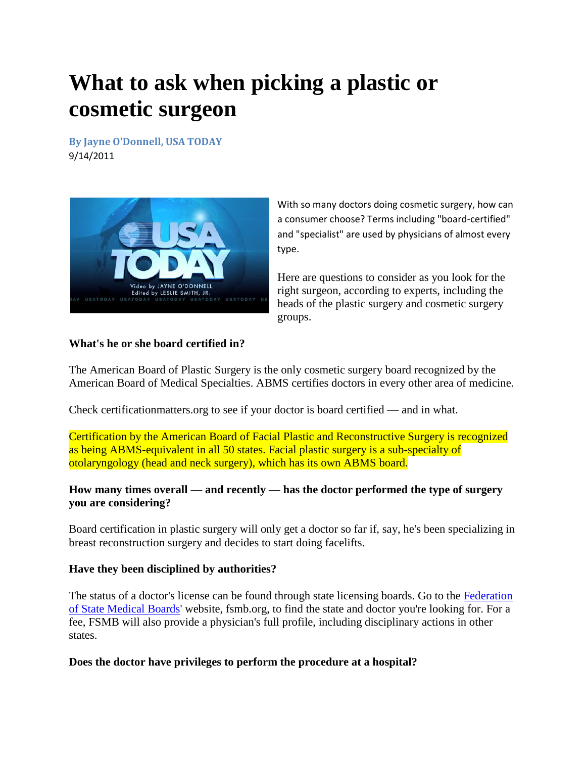# What to ask when picking a plastic or cosmetic surgeon

**By Jayne O'Donnell, USA TODAY**
9/14/2011

With so many doctors doing cosmetic surgery, how can a consumer choose? Terms including "board-certified" and "specialist" are used by physicians of almost every type.

Here are questions to consider as you look for the right surgeon, according to experts, including the heads of the plastic surgery and cosmetic surgery groups.

**What's he or she board certified in?**

The American Board of Plastic Surgery is the only cosmetic surgery board recognized by the American Board of Medical Specialties. ABMS certifies doctors in every other area of medicine.

Check certificationmatters.org to see if your doctor is board certified — and in what.

Certification by the American Board of Facial Plastic and Reconstructive Surgery is recognized as being ABMS-equivalent in all 50 states. Facial plastic surgery is a sub-specialty of otolaryngology (head and neck surgery), which has its own ABMS board.

**How many times overall — and recently — has the doctor performed the type of surgery you are considering?**

Board certification in plastic surgery will only get a doctor so far if, say, he's been specializing in breast reconstruction surgery and decides to start doing facelifts.

**Have they been disciplined by authorities?**

The status of a doctor's license can be found through state licensing boards. Go to the Federation of State Medical Boards' website, fsmb.org, to find the state and doctor you're looking for. For a fee, FSMB will also provide a physician's full profile, including disciplinary actions in other states.

**Does the doctor have privileges to perform the procedure at a hospital?**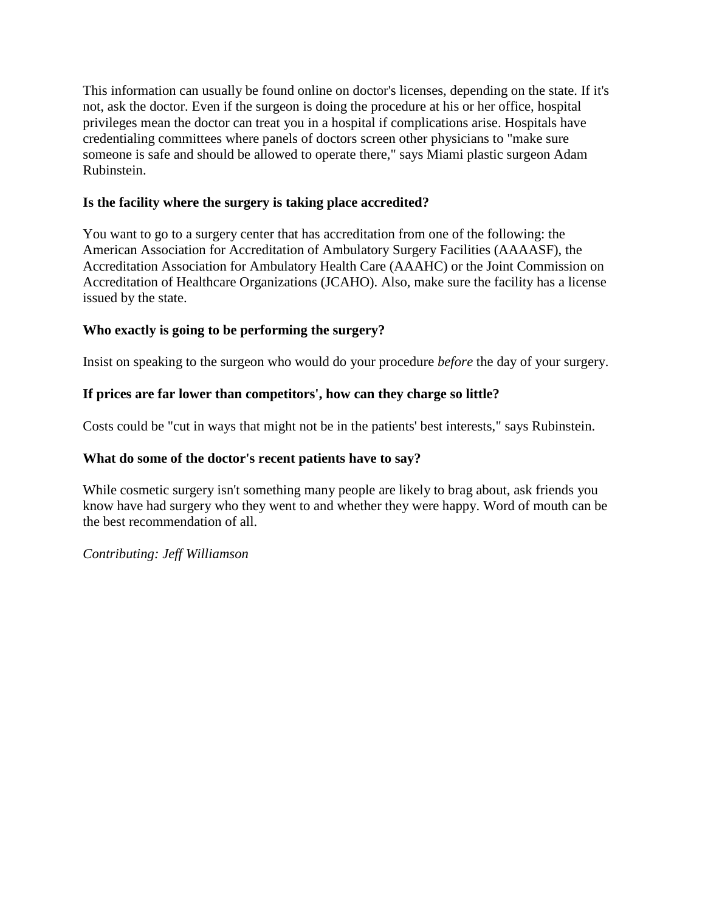This information can usually be found online on doctor's licenses, depending on the state. If it's not, ask the doctor. Even if the surgeon is doing the procedure at his or her office, hospital privileges mean the doctor can treat you in a hospital if complications arise. Hospitals have credentialing committees where panels of doctors screen other physicians to "make sure someone is safe and should be allowed to operate there," says Miami plastic surgeon Adam Rubinstein.

**Is the facility where the surgery is taking place accredited?**

You want to go to a surgery center that has accreditation from one of the following: the American Association for Accreditation of Ambulatory Surgery Facilities (AAAASF), the Accreditation Association for Ambulatory Health Care (AAAHC) or the Joint Commission on Accreditation of Healthcare Organizations (JCAHO). Also, make sure the facility has a license issued by the state.

**Who exactly is going to be performing the surgery?**

Insist on speaking to the surgeon who would do your procedure *before* the day of your surgery.

**If prices are far lower than competitors', how can they charge so little?**

Costs could be "cut in ways that might not be in the patients' best interests," says Rubinstein.

**What do some of the doctor's recent patients have to say?**

While cosmetic surgery isn't something many people are likely to brag about, ask friends you know have had surgery who they went to and whether they were happy. Word of mouth can be the best recommendation of all.

*Contributing: Jeff Williamson*